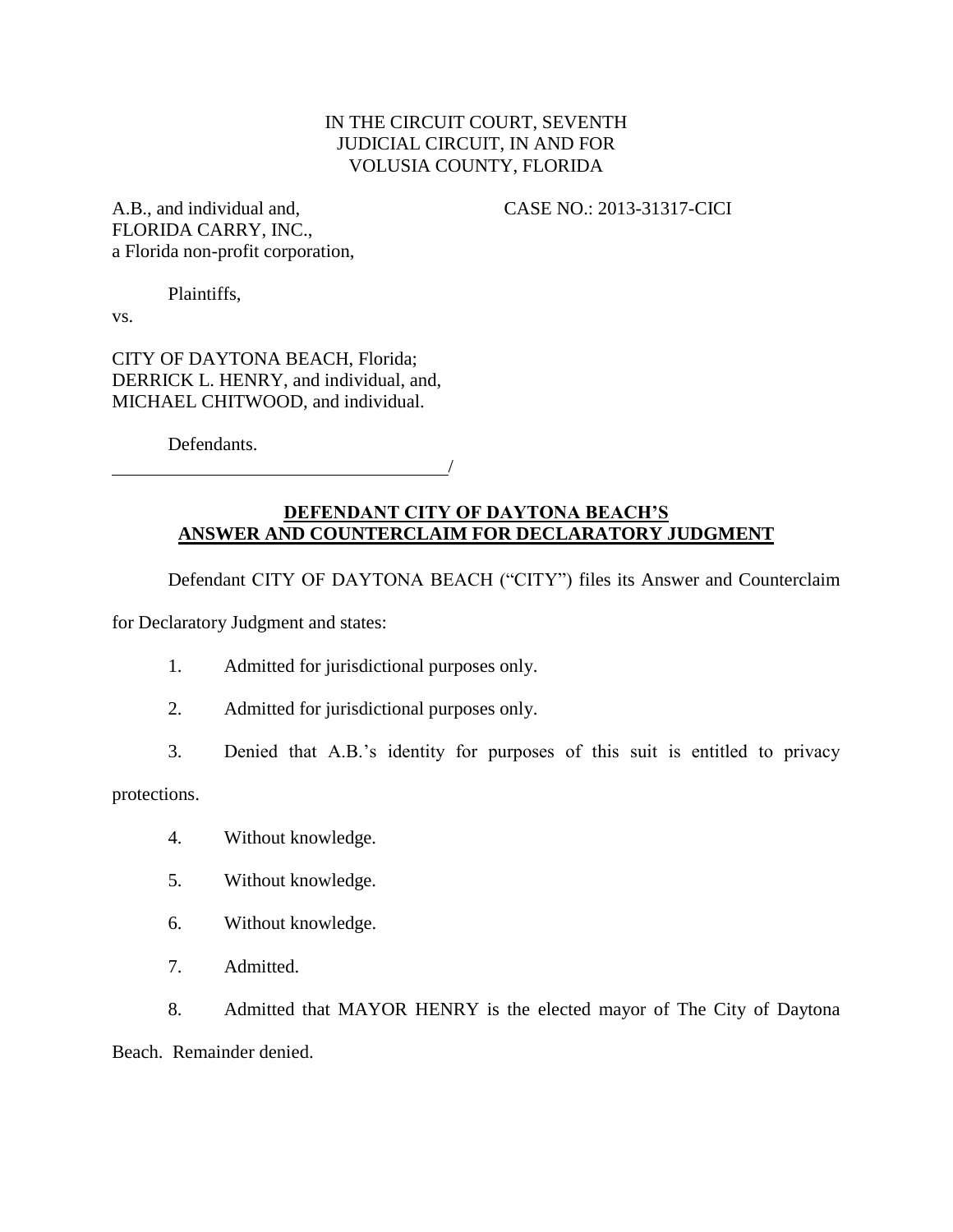IN THE CIRCUIT COURT, SEVENTH
JUDICIAL CIRCUIT, IN AND FOR
VOLUSIA COUNTY, FLORIDA

A.B., and individual and,
FLORIDA CARRY, INC.,
a Florida non-profit corporation,

CASE NO.: 2013-31317-CICI

Plaintiffs,

vs.

CITY OF DAYTONA BEACH, Florida;
DERRICK L. HENRY, and individual, and,
MICHAEL CHITWOOD, and individual.

Defendants.

_____________________________________/

**DEFENDANT CITY OF DAYTONA BEACH'S**
**ANSWER AND COUNTERCLAIM FOR DECLARATORY JUDGMENT**

Defendant CITY OF DAYTONA BEACH ("CITY") files its Answer and Counterclaim for Declaratory Judgment and states:

1. Admitted for jurisdictional purposes only.

2. Admitted for jurisdictional purposes only.

3. Denied that A.B.'s identity for purposes of this suit is entitled to privacy protections.

4. Without knowledge.

5. Without knowledge.

6. Without knowledge.

7. Admitted.

8. Admitted that MAYOR HENRY is the elected mayor of The City of Daytona Beach. Remainder denied.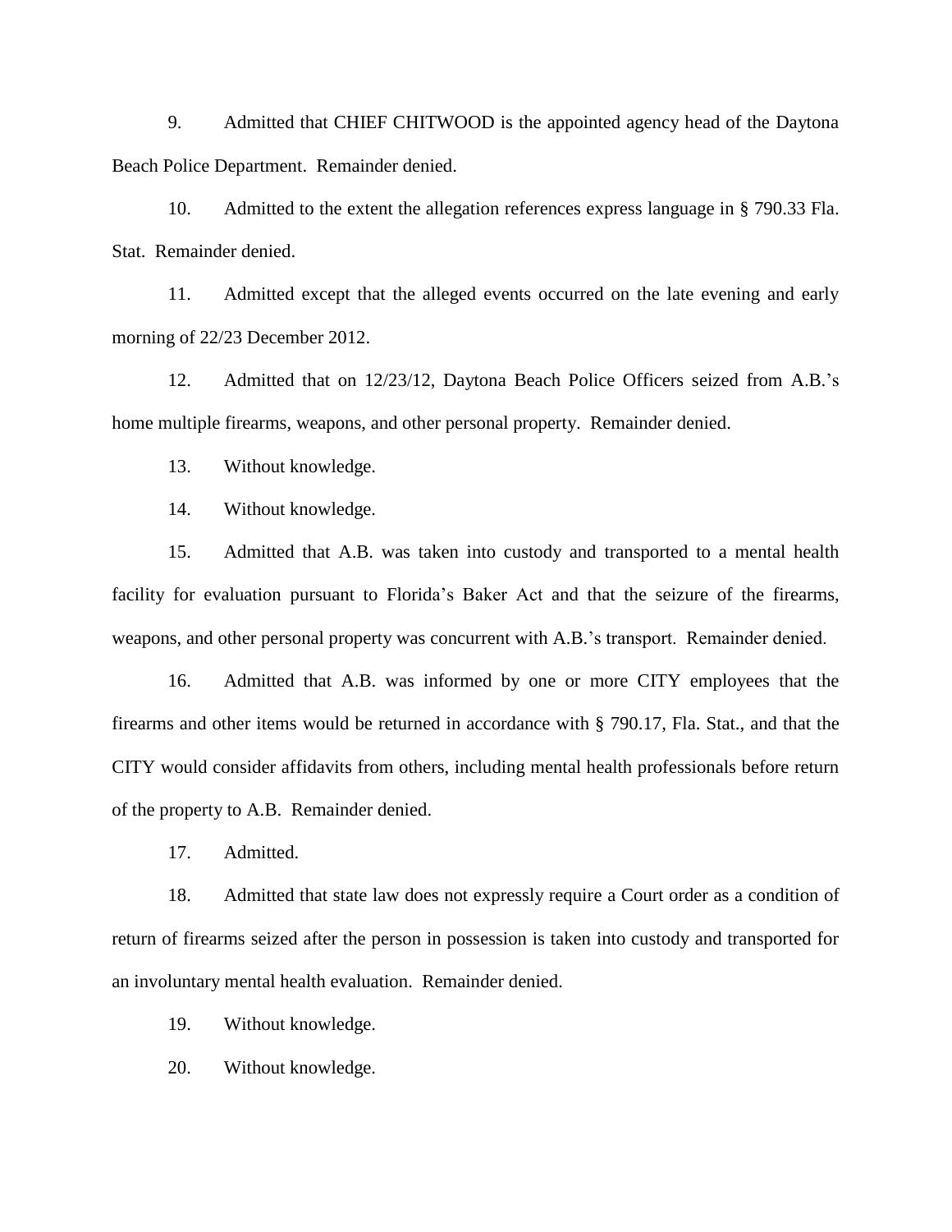9. Admitted that CHIEF CHITWOOD is the appointed agency head of the Daytona Beach Police Department. Remainder denied.

10. Admitted to the extent the allegation references express language in § 790.33 Fla. Stat. Remainder denied.

11. Admitted except that the alleged events occurred on the late evening and early morning of 22/23 December 2012.

12. Admitted that on 12/23/12, Daytona Beach Police Officers seized from A.B.'s home multiple firearms, weapons, and other personal property. Remainder denied.

13. Without knowledge.

14. Without knowledge.

15. Admitted that A.B. was taken into custody and transported to a mental health facility for evaluation pursuant to Florida's Baker Act and that the seizure of the firearms, weapons, and other personal property was concurrent with A.B.'s transport. Remainder denied.

16. Admitted that A.B. was informed by one or more CITY employees that the firearms and other items would be returned in accordance with § 790.17, Fla. Stat., and that the CITY would consider affidavits from others, including mental health professionals before return of the property to A.B. Remainder denied.

17. Admitted.

18. Admitted that state law does not expressly require a Court order as a condition of return of firearms seized after the person in possession is taken into custody and transported for an involuntary mental health evaluation. Remainder denied.

19. Without knowledge.

20. Without knowledge.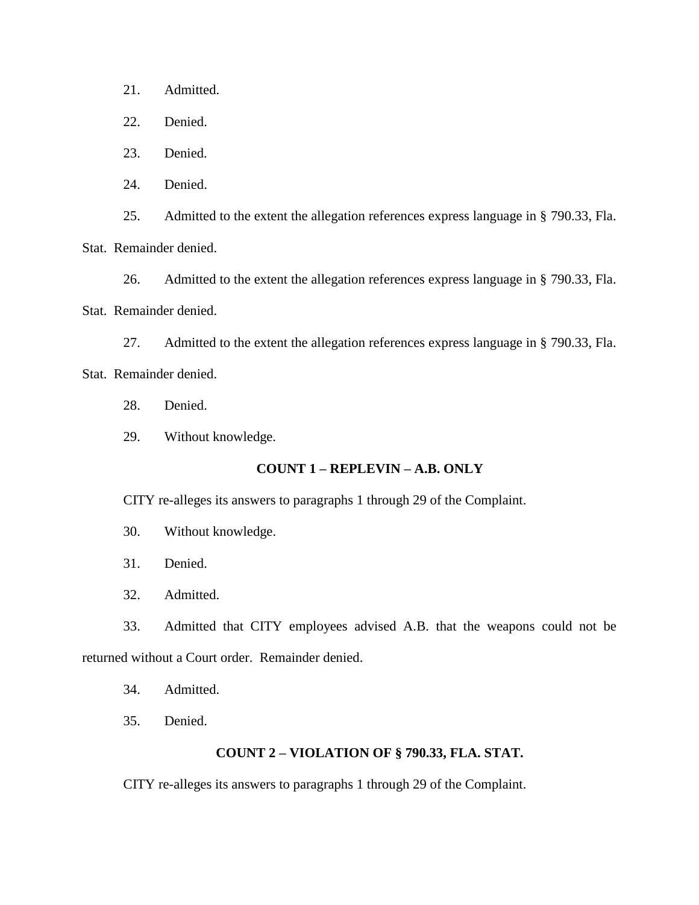21. Admitted.

22. Denied.

23. Denied.

24. Denied.

25. Admitted to the extent the allegation references express language in § 790.33, Fla. Stat. Remainder denied.

26. Admitted to the extent the allegation references express language in § 790.33, Fla. Stat. Remainder denied.

27. Admitted to the extent the allegation references express language in § 790.33, Fla. Stat. Remainder denied.

28. Denied.

29. Without knowledge.

**COUNT 1 – REPLEVIN – A.B. ONLY**

CITY re-alleges its answers to paragraphs 1 through 29 of the Complaint.

30. Without knowledge.

31. Denied.

32. Admitted.

33. Admitted that CITY employees advised A.B. that the weapons could not be returned without a Court order. Remainder denied.

34. Admitted.

35. Denied.

**COUNT 2 – VIOLATION OF § 790.33, FLA. STAT.**

CITY re-alleges its answers to paragraphs 1 through 29 of the Complaint.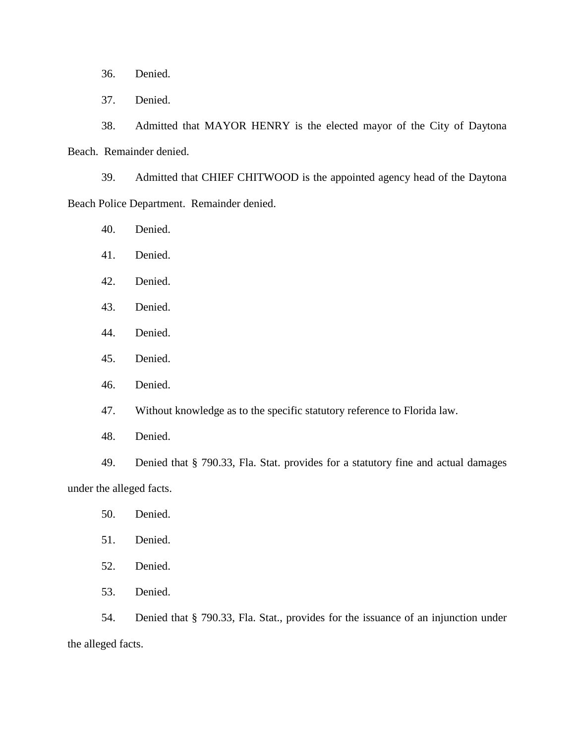36. Denied.

37. Denied.

38. Admitted that MAYOR HENRY is the elected mayor of the City of Daytona Beach. Remainder denied.

39. Admitted that CHIEF CHITWOOD is the appointed agency head of the Daytona Beach Police Department. Remainder denied.

40. Denied.

41. Denied.

42. Denied.

43. Denied.

44. Denied.

45. Denied.

46. Denied.

47. Without knowledge as to the specific statutory reference to Florida law.

48. Denied.

49. Denied that § 790.33, Fla. Stat. provides for a statutory fine and actual damages under the alleged facts.

50. Denied.

51. Denied.

52. Denied.

53. Denied.

54. Denied that § 790.33, Fla. Stat., provides for the issuance of an injunction under the alleged facts.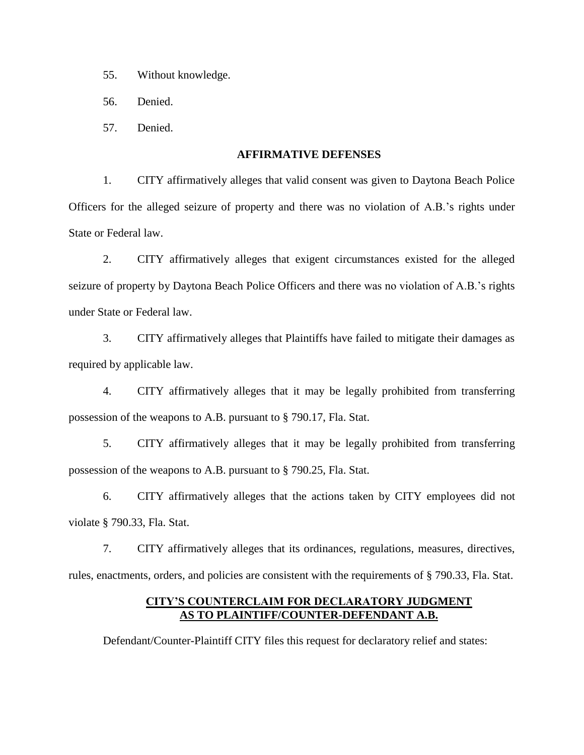55. Without knowledge.

56. Denied.

57. Denied.

## AFFIRMATIVE DEFENSES

1. CITY affirmatively alleges that valid consent was given to Daytona Beach Police Officers for the alleged seizure of property and there was no violation of A.B.'s rights under State or Federal law.

2. CITY affirmatively alleges that exigent circumstances existed for the alleged seizure of property by Daytona Beach Police Officers and there was no violation of A.B.'s rights under State or Federal law.

3. CITY affirmatively alleges that Plaintiffs have failed to mitigate their damages as required by applicable law.

4. CITY affirmatively alleges that it may be legally prohibited from transferring possession of the weapons to A.B. pursuant to § 790.17, Fla. Stat.

5. CITY affirmatively alleges that it may be legally prohibited from transferring possession of the weapons to A.B. pursuant to § 790.25, Fla. Stat.

6. CITY affirmatively alleges that the actions taken by CITY employees did not violate § 790.33, Fla. Stat.

7. CITY affirmatively alleges that its ordinances, regulations, measures, directives, rules, enactments, orders, and policies are consistent with the requirements of § 790.33, Fla. Stat.

## CITY'S COUNTERCLAIM FOR DECLARATORY JUDGMENT AS TO PLAINTIFF/COUNTER-DEFENDANT A.B.

Defendant/Counter-Plaintiff CITY files this request for declaratory relief and states: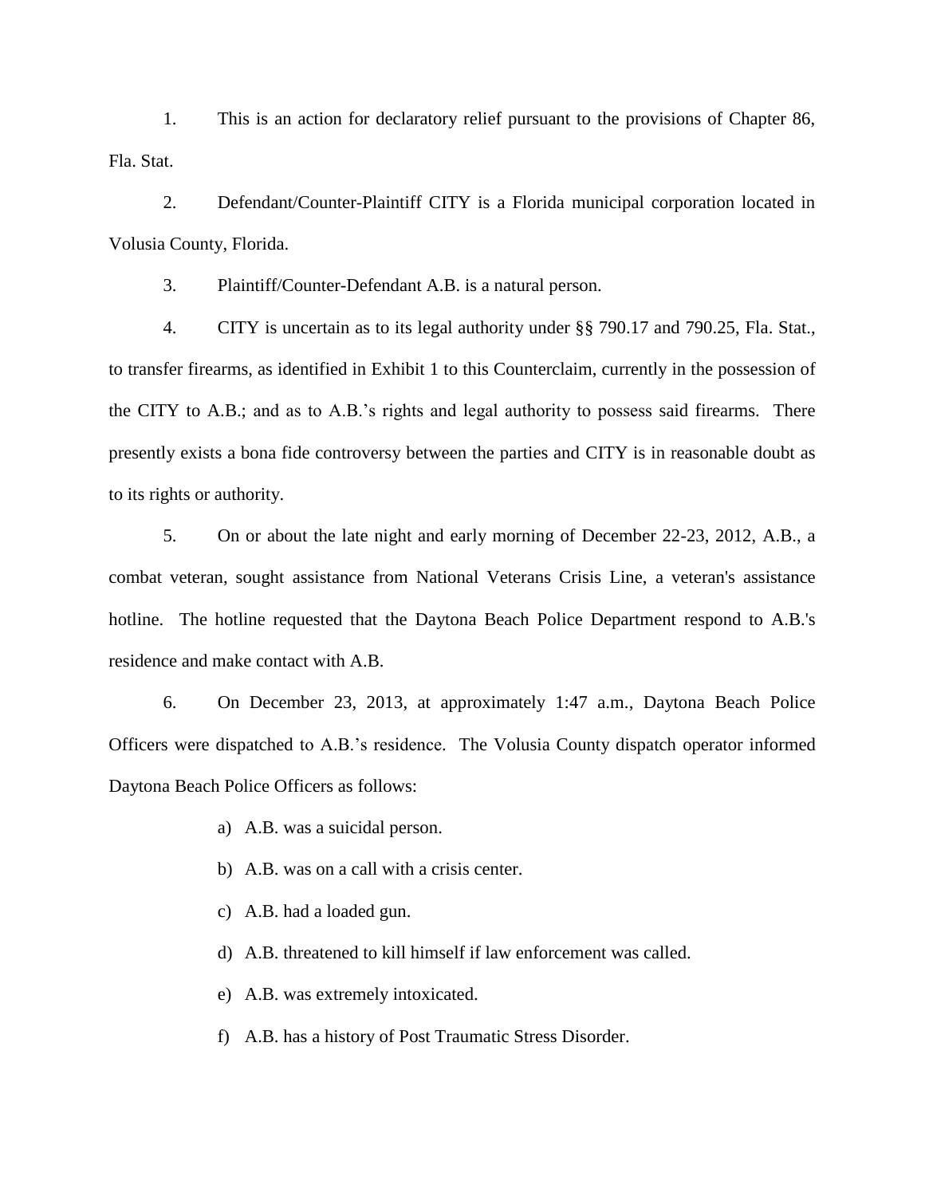1. This is an action for declaratory relief pursuant to the provisions of Chapter 86, Fla. Stat.

2. Defendant/Counter-Plaintiff CITY is a Florida municipal corporation located in Volusia County, Florida.

3. Plaintiff/Counter-Defendant A.B. is a natural person.

4. CITY is uncertain as to its legal authority under §§ 790.17 and 790.25, Fla. Stat., to transfer firearms, as identified in Exhibit 1 to this Counterclaim, currently in the possession of the CITY to A.B.; and as to A.B.'s rights and legal authority to possess said firearms. There presently exists a bona fide controversy between the parties and CITY is in reasonable doubt as to its rights or authority.

5. On or about the late night and early morning of December 22-23, 2012, A.B., a combat veteran, sought assistance from National Veterans Crisis Line, a veteran's assistance hotline. The hotline requested that the Daytona Beach Police Department respond to A.B.'s residence and make contact with A.B.

6. On December 23, 2013, at approximately 1:47 a.m., Daytona Beach Police Officers were dispatched to A.B.'s residence. The Volusia County dispatch operator informed Daytona Beach Police Officers as follows:

   a) A.B. was a suicidal person.

   b) A.B. was on a call with a crisis center.

   c) A.B. had a loaded gun.

   d) A.B. threatened to kill himself if law enforcement was called.

   e) A.B. was extremely intoxicated.

   f) A.B. has a history of Post Traumatic Stress Disorder.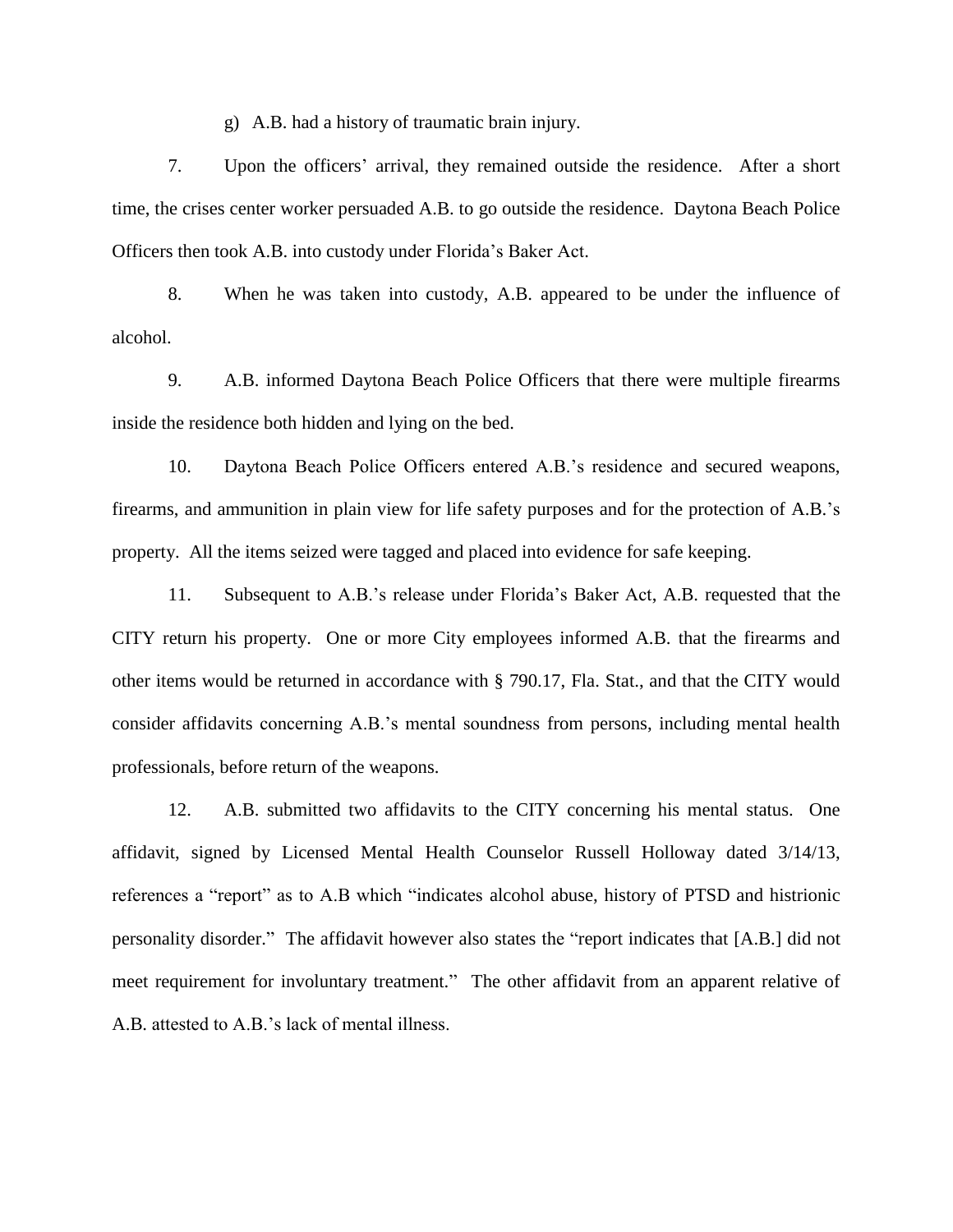g) A.B. had a history of traumatic brain injury.

7. Upon the officers' arrival, they remained outside the residence. After a short time, the crises center worker persuaded A.B. to go outside the residence. Daytona Beach Police Officers then took A.B. into custody under Florida's Baker Act.

8. When he was taken into custody, A.B. appeared to be under the influence of alcohol.

9. A.B. informed Daytona Beach Police Officers that there were multiple firearms inside the residence both hidden and lying on the bed.

10. Daytona Beach Police Officers entered A.B.'s residence and secured weapons, firearms, and ammunition in plain view for life safety purposes and for the protection of A.B.'s property. All the items seized were tagged and placed into evidence for safe keeping.

11. Subsequent to A.B.'s release under Florida's Baker Act, A.B. requested that the CITY return his property. One or more City employees informed A.B. that the firearms and other items would be returned in accordance with § 790.17, Fla. Stat., and that the CITY would consider affidavits concerning A.B.'s mental soundness from persons, including mental health professionals, before return of the weapons.

12. A.B. submitted two affidavits to the CITY concerning his mental status. One affidavit, signed by Licensed Mental Health Counselor Russell Holloway dated 3/14/13, references a "report" as to A.B which "indicates alcohol abuse, history of PTSD and histrionic personality disorder." The affidavit however also states the "report indicates that [A.B.] did not meet requirement for involuntary treatment." The other affidavit from an apparent relative of A.B. attested to A.B.'s lack of mental illness.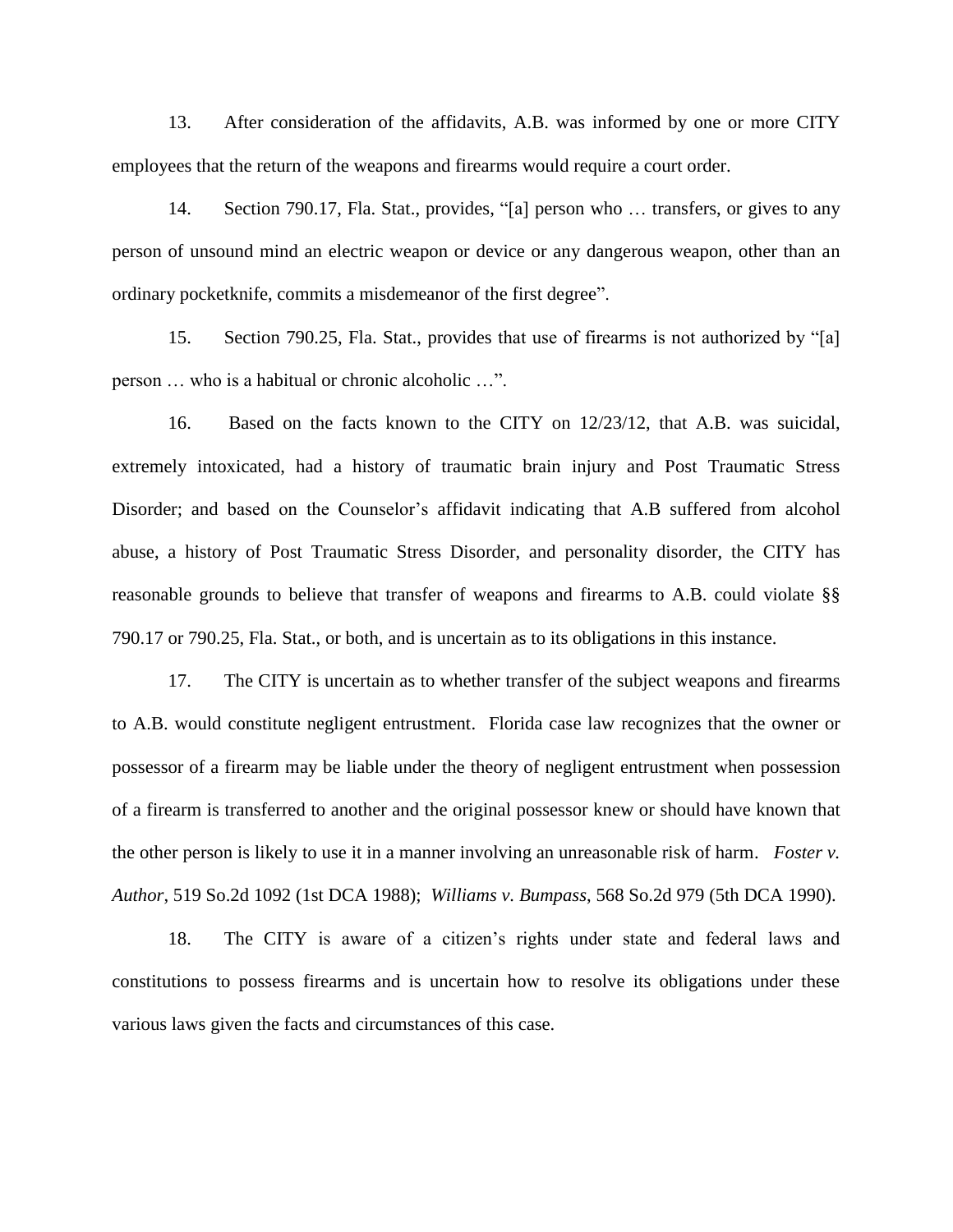13. After consideration of the affidavits, A.B. was informed by one or more CITY employees that the return of the weapons and firearms would require a court order.

14. Section 790.17, Fla. Stat., provides, "[a] person who … transfers, or gives to any person of unsound mind an electric weapon or device or any dangerous weapon, other than an ordinary pocketknife, commits a misdemeanor of the first degree".

15. Section 790.25, Fla. Stat., provides that use of firearms is not authorized by "[a] person … who is a habitual or chronic alcoholic …".

16. Based on the facts known to the CITY on 12/23/12, that A.B. was suicidal, extremely intoxicated, had a history of traumatic brain injury and Post Traumatic Stress Disorder; and based on the Counselor's affidavit indicating that A.B suffered from alcohol abuse, a history of Post Traumatic Stress Disorder, and personality disorder, the CITY has reasonable grounds to believe that transfer of weapons and firearms to A.B. could violate §§ 790.17 or 790.25, Fla. Stat., or both, and is uncertain as to its obligations in this instance.

17. The CITY is uncertain as to whether transfer of the subject weapons and firearms to A.B. would constitute negligent entrustment. Florida case law recognizes that the owner or possessor of a firearm may be liable under the theory of negligent entrustment when possession of a firearm is transferred to another and the original possessor knew or should have known that the other person is likely to use it in a manner involving an unreasonable risk of harm. *Foster v. Author*, 519 So.2d 1092 (1st DCA 1988); *Williams v. Bumpass*, 568 So.2d 979 (5th DCA 1990).

18. The CITY is aware of a citizen's rights under state and federal laws and constitutions to possess firearms and is uncertain how to resolve its obligations under these various laws given the facts and circumstances of this case.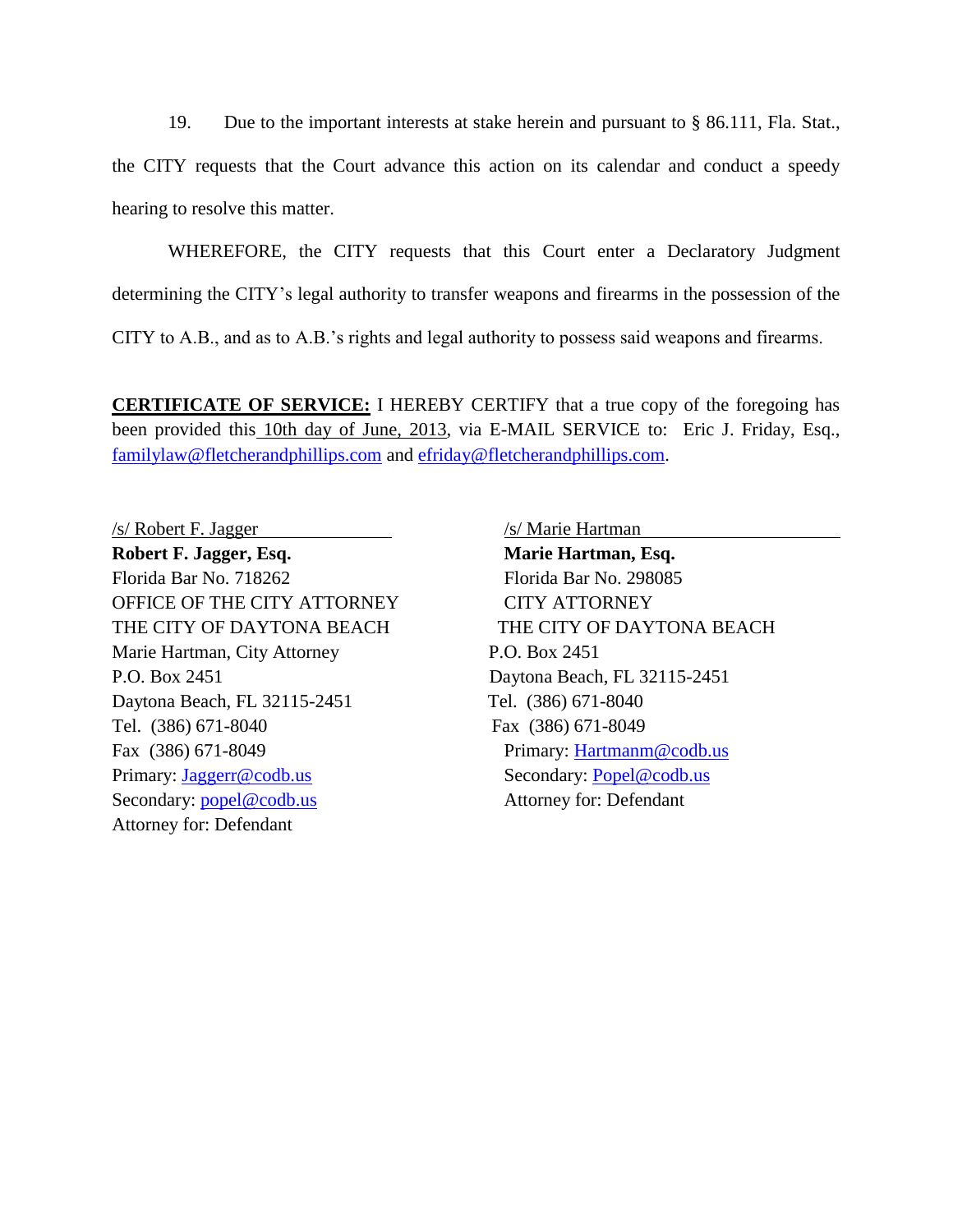19. Due to the important interests at stake herein and pursuant to § 86.111, Fla. Stat., the CITY requests that the Court advance this action on its calendar and conduct a speedy hearing to resolve this matter.

WHEREFORE, the CITY requests that this Court enter a Declaratory Judgment determining the CITY's legal authority to transfer weapons and firearms in the possession of the CITY to A.B., and as to A.B.'s rights and legal authority to possess said weapons and firearms.

**CERTIFICATE OF SERVICE:** I HEREBY CERTIFY that a true copy of the foregoing has been provided this 10th day of June, 2013, via E-MAIL SERVICE to: Eric J. Friday, Esq., familylaw@fletcherandphillips.com and efriday@fletcherandphillips.com.

/s/ Robert F. Jagger
**Robert F. Jagger, Esq.**
Florida Bar No. 718262
OFFICE OF THE CITY ATTORNEY
THE CITY OF DAYTONA BEACH
Marie Hartman, City Attorney
P.O. Box 2451
Daytona Beach, FL 32115-2451
Tel. (386) 671-8040
Fax (386) 671-8049
Primary: Jaggerr@codb.us
Secondary: popel@codb.us
Attorney for: Defendant

/s/ Marie Hartman
**Marie Hartman, Esq.**
Florida Bar No. 298085
CITY ATTORNEY
THE CITY OF DAYTONA BEACH
P.O. Box 2451
Daytona Beach, FL 32115-2451
Tel. (386) 671-8040
Fax (386) 671-8049
Primary: Hartmanm@codb.us
Secondary: Popel@codb.us
Attorney for: Defendant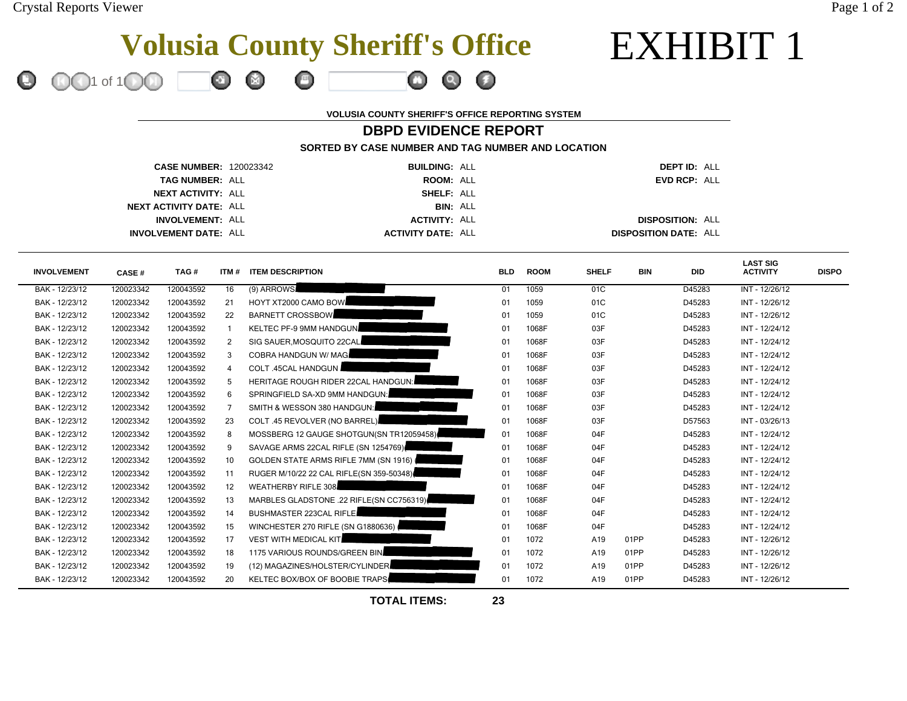Crystal Reports Viewer

# Volusia County Sheriff's Office

# EXHIBIT 1

VOLUSIA COUNTY SHERIFF'S OFFICE REPORTING SYSTEM

## DBPD EVIDENCE REPORT

**SORTED BY CASE NUMBER AND TAG NUMBER AND LOCATION**

| | | | | | |
|---|---|---|---|---|---|
| **CASE NUMBER:** | 120023342 | **BUILDING:** | ALL | **DEPT ID:** | ALL |
| **TAG NUMBER:** | ALL | **ROOM:** | ALL | **EVD RCP:** | ALL |
| **NEXT ACTIVITY:** | ALL | **SHELF:** | ALL | | |
| **NEXT ACTIVITY DATE:** | ALL | **BIN:** | ALL | | |
| **INVOLVEMENT:** | ALL | **ACTIVITY:** | ALL | **DISPOSITION:** | ALL |
| **INVOLVEMENT DATE:** | ALL | **ACTIVITY DATE:** | ALL | **DISPOSITION DATE:** | ALL |

| INVOLVEMENT | CASE # | TAG # | ITM # | ITEM DESCRIPTION | BLD | ROOM | SHELF | BIN | DID | LAST SIG ACTIVITY | DISPO |
|---|---|---|---|---|---|---|---|---|---|---|---|
| BAK - 12/23/12 | 120023342 | 120043592 | 16 | (9) ARROWS | 01 | 1059 | 01C | | D45283 | INT - 12/26/12 | |
| BAK - 12/23/12 | 120023342 | 120043592 | 21 | HOYT XT2000 CAMO BOW | 01 | 1059 | 01C | | D45283 | INT - 12/26/12 | |
| BAK - 12/23/12 | 120023342 | 120043592 | 22 | BARNETT CROSSBOW | 01 | 1059 | 01C | | D45283 | INT - 12/26/12 | |
| BAK - 12/23/12 | 120023342 | 120043592 | 1 | KELTEC PF-9 9MM HANDGUN | 01 | 1068F | 03F | | D45283 | INT - 12/24/12 | |
| BAK - 12/23/12 | 120023342 | 120043592 | 2 | SIG SAUER,MOSQUITO 22CAL | 01 | 1068F | 03F | | D45283 | INT - 12/24/12 | |
| BAK - 12/23/12 | 120023342 | 120043592 | 3 | COBRA HANDGUN W/ MAG | 01 | 1068F | 03F | | D45283 | INT - 12/24/12 | |
| BAK - 12/23/12 | 120023342 | 120043592 | 4 | COLT .45CAL HANDGUN | 01 | 1068F | 03F | | D45283 | INT - 12/24/12 | |
| BAK - 12/23/12 | 120023342 | 120043592 | 5 | HERITAGE ROUGH RIDER 22CAL HANDGUN: | 01 | 1068F | 03F | | D45283 | INT - 12/24/12 | |
| BAK - 12/23/12 | 120023342 | 120043592 | 6 | SPRINGFIELD SA-XD 9MM HANDGUN: | 01 | 1068F | 03F | | D45283 | INT - 12/24/12 | |
| BAK - 12/23/12 | 120023342 | 120043592 | 7 | SMITH & WESSON 380 HANDGUN: | 01 | 1068F | 03F | | D45283 | INT - 12/24/12 | |
| BAK - 12/23/12 | 120023342 | 120043592 | 23 | COLT .45 REVOLVER (NO BARREL) | 01 | 1068F | 03F | | D57563 | INT - 03/26/13 | |
| BAK - 12/23/12 | 120023342 | 120043592 | 8 | MOSSBERG 12 GAUGE SHOTGUN(SN TR12059458) | 01 | 1068F | 04F | | D45283 | INT - 12/24/12 | |
| BAK - 12/23/12 | 120023342 | 120043592 | 9 | SAVAGE ARMS 22CAL RIFLE (SN 1254769) | 01 | 1068F | 04F | | D45283 | INT - 12/24/12 | |
| BAK - 12/23/12 | 120023342 | 120043592 | 10 | GOLDEN STATE ARMS RIFLE 7MM (SN 1916) | 01 | 1068F | 04F | | D45283 | INT - 12/24/12 | |
| BAK - 12/23/12 | 120023342 | 120043592 | 11 | RUGER M/10/22 22 CAL RIFLE(SN 359-50348) | 01 | 1068F | 04F | | D45283 | INT - 12/24/12 | |
| BAK - 12/23/12 | 120023342 | 120043592 | 12 | WEATHERBY RIFLE 308 | 01 | 1068F | 04F | | D45283 | INT - 12/24/12 | |
| BAK - 12/23/12 | 120023342 | 120043592 | 13 | MARBLES GLADSTONE .22 RIFLE(SN CC756319) | 01 | 1068F | 04F | | D45283 | INT - 12/24/12 | |
| BAK - 12/23/12 | 120023342 | 120043592 | 14 | BUSHMASTER 223CAL RIFLE | 01 | 1068F | 04F | | D45283 | INT - 12/24/12 | |
| BAK - 12/23/12 | 120023342 | 120043592 | 15 | WINCHESTER 270 RIFLE (SN G1880636) | 01 | 1068F | 04F | | D45283 | INT - 12/24/12 | |
| BAK - 12/23/12 | 120023342 | 120043592 | 17 | VEST WITH MEDICAL KIT | 01 | 1072 | A19 | 01PP | D45283 | INT - 12/26/12 | |
| BAK - 12/23/12 | 120023342 | 120043592 | 18 | 1175 VARIOUS ROUNDS/GREEN BIN | 01 | 1072 | A19 | 01PP | D45283 | INT - 12/26/12 | |
| BAK - 12/23/12 | 120023342 | 120043592 | 19 | (12) MAGAZINES/HOLSTER/CYLINDER | 01 | 1072 | A19 | 01PP | D45283 | INT - 12/26/12 | |
| BAK - 12/23/12 | 120023342 | 120043592 | 20 | KELTEC BOX/BOX OF BOOBIE TRAPS | 01 | 1072 | A19 | 01PP | D45283 | INT - 12/26/12 | |

**TOTAL ITEMS: 23**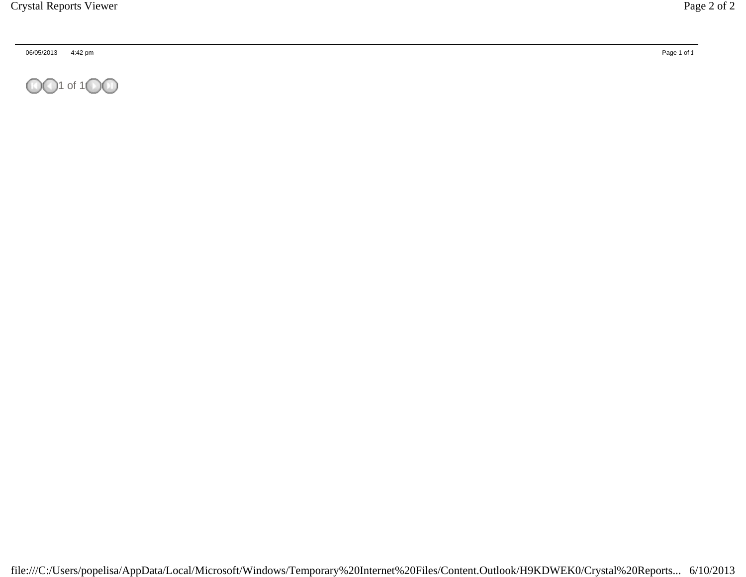06/05/2013 4:42 pm

1 of 1